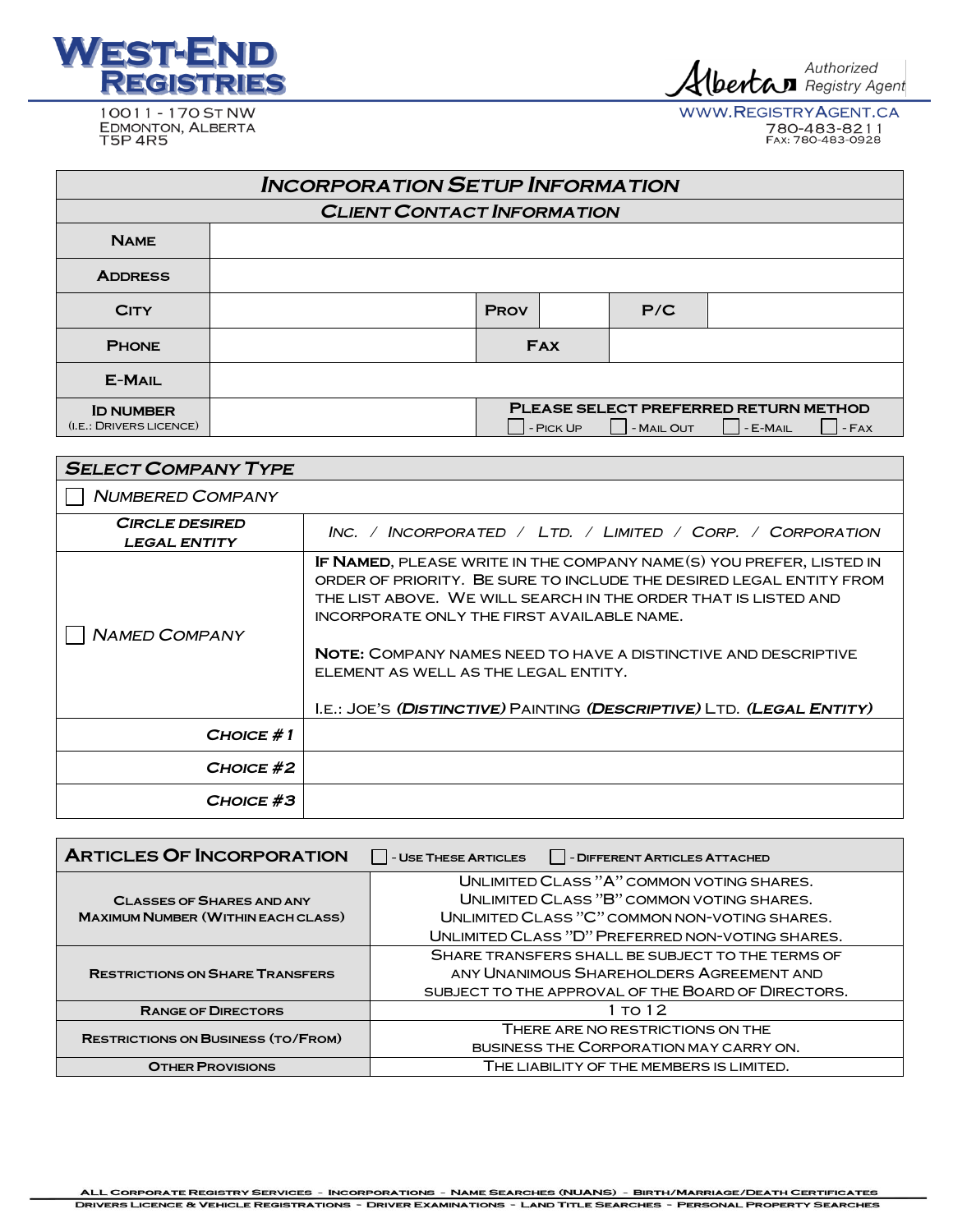# WEST-END REGISTRIES

10011 - 170 St NW
Edmonton, Alberta
T5P 4R5

Alberta Authorized Registry Agent
www.RegistryAgent.ca
780-483-8211
Fax: 780-483-0928

## Incorporation Setup Information

### Client Contact Information

| | | | | | |
|---|---|---|---|---|---|
| **Name** | | | | | |
| **Address** | | | | | |
| **City** | | **Prov** | | **P/C** | |
| **Phone** | | **Fax** | | | |
| **E-Mail** | | | | | |
| **ID Number** (i.e.: Drivers Licence) | | **Please select preferred return method** ☐ - Pick Up ☐ - Mail Out ☐ - E-Mail ☐ - Fax | | | |

### Select Company Type

☐ *Numbered Company*

| | |
|---|---|
| ***Circle desired legal entity*** | *Inc. / Incorporated / Ltd. / Limited / Corp. / Corporation* |
| ☐ *Named Company* | **If Named**, please write in the company name(s) you prefer, listed in order of priority. Be sure to include the desired legal entity from the list above. We will search in the order that is listed and incorporate only the first available name.<br><br>**Note:** Company names need to have a distinctive and descriptive element as well as the legal entity.<br><br>i.e.: Joe's ***(Distinctive)*** Painting ***(Descriptive)*** Ltd. ***(Legal Entity)*** |
| ***Choice #1*** | |
| ***Choice #2*** | |
| ***Choice #3*** | |

### Articles Of Incorporation

☐ - Use These Articles ☐ - Different Articles Attached

| | |
|---|---|
| **Classes of Shares and any Maximum Number (within each class)** | Unlimited Class "A" common voting shares.<br>Unlimited Class "B" common voting shares.<br>Unlimited Class "C" common non-voting shares.<br>Unlimited Class "D" preferred non-voting shares. |
| **Restrictions on Share Transfers** | Share transfers shall be subject to the terms of any Unanimous Shareholders Agreement and subject to the approval of the Board of Directors. |
| **Range of Directors** | 1 to 12 |
| **Restrictions on Business (to/from)** | There are no restrictions on the business the Corporation may carry on. |
| **Other Provisions** | The liability of the members is limited. |

All Corporate Registry Services - Incorporations - Name Searches (NUANS) - Birth/Marriage/Death Certificates
Drivers Licence & Vehicle Registrations - Driver Examinations - Land Title Searches - Personal Property Searches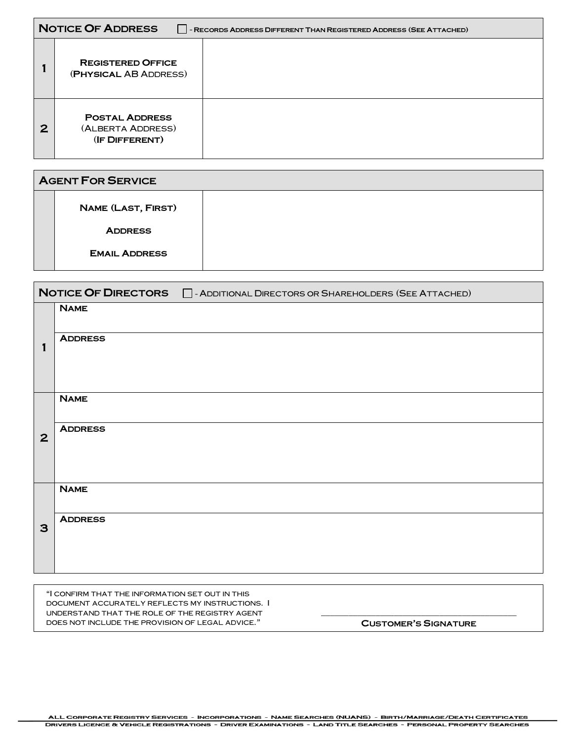## Notice Of Address

☐ - Records Address Different Than Registered Address (See Attached)

| | | |
|---|---|---|
| 1 | **Registered Office** (**Physical** AB Address) | |
| 2 | **Postal Address** (Alberta Address) (**If Different**) | |

## Agent For Service

| | |
|---|---|
| **Name (Last, First)** | |
| **Address** | |
| **Email Address** | |

## Notice Of Directors

☐ - Additional Directors or Shareholders (See Attached)

| | |
|---|---|
| 1 | **Name** |
| | **Address** |
| 2 | **Name** |
| | **Address** |
| 3 | **Name** |
| | **Address** |

"I confirm that the information set out in this document accurately reflects my instructions. I understand that the role of the registry agent does not include the provision of legal advice."

______________________________

**Customer's Signature**

ALL Corporate Registry Services - Incorporations - Name Searches (NUANS) - Birth/Marriage/Death Certificates

Drivers Licence & Vehicle Registrations - Driver Examinations - Land Title Searches - Personal Property Searches